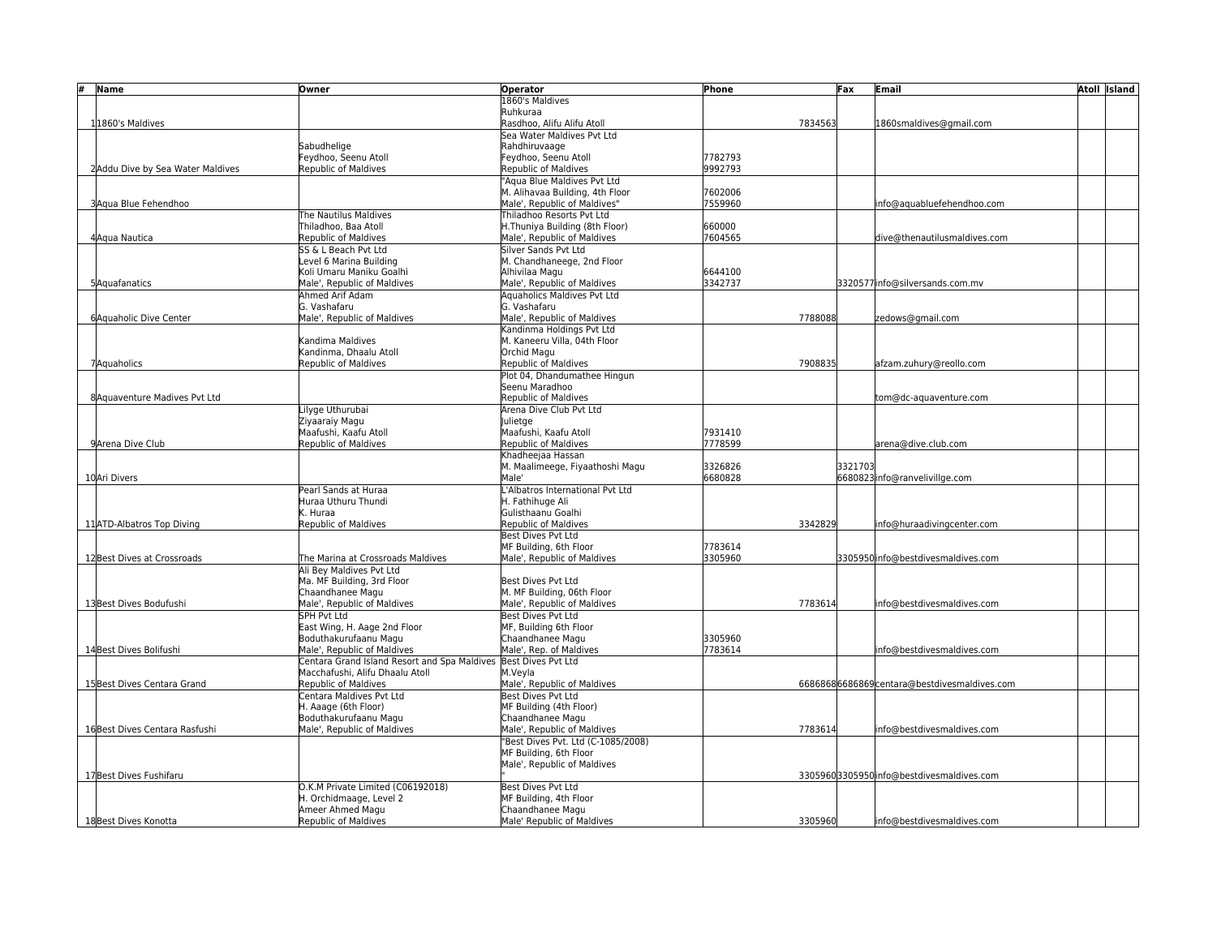| # | Name | Owner | Operator | Phone | Fax | Email | Atoll | Island |
|---|---|---|---|---|---|---|---|---|
| 1 | 1860's Maldives | | 1860's Maldives Ruhkuraa Rasdhoo, Alifu Alifu Atoll | 7834563 | | 1860smaldives@gmail.com | | |
| 2 | Addu Dive by Sea Water Maldives | Sabudhelige Feydhoo, Seenu Atoll Republic of Maldives | Sea Water Maldives Pvt Ltd Rahdhiruvaage Feydhoo, Seenu Atoll Republic of Maldives | 7782793 9992793 | | | | |
| 3 | Aqua Blue Fehendhoo | | "Aqua Blue Maldives Pvt Ltd M. Alihavaa Building, 4th Floor Male', Republic of Maldives" | 7602006 7559960 | | info@aquabluefehendhoo.com | | |
| 4 | Aqua Nautica | The Nautilus Maldives Thiladhoo, Baa Atoll Republic of Maldives | Thiladhoo Resorts Pvt Ltd H.Thuniya Building (8th Floor) Male', Republic of Maldives | 660000 7604565 | | dive@thenautilusmaldives.com | | |
| 5 | Aquafanatics | SS & L Beach Pvt Ltd Level 6 Marina Building Koli Umaru Maniku Goalhi Male', Republic of Maldives | Silver Sands Pvt Ltd M. Chandhaneege, 2nd Floor Alhivilaa Magu Male', Republic of Maldives | 6644100 3342737 | 3320577 | info@silversands.com.mv | | |
| 6 | Aquaholic Dive Center | Ahmed Arif Adam G. Vashafaru Male', Republic of Maldives | Aquaholics Maldives Pvt Ltd G. Vashafaru Male', Republic of Maldives | 7788088 | | zedows@gmail.com | | |
| 7 | Aquaholics | Kandima Maldives Kandinma, Dhaalu Atoll Republic of Maldives | Kandinma Holdings Pvt Ltd M. Kaneeru Villa, 04th Floor Orchid Magu Republic of Maldives | 7908835 | | afzam.zuhury@reollo.com | | |
| 8 | Aquaventure Madives Pvt Ltd | | Plot 04, Dhandumathee Hingun Seenu Maradhoo Republic of Maldives | | | tom@dc-aquaventure.com | | |
| 9 | Arena Dive Club | Lilyge Uthurubai Ziyaaraiy Magu Maafushi, Kaafu Atoll Republic of Maldives | Arena Dive Club Pvt Ltd Julietge Maafushi, Kaafu Atoll Republic of Maldives | 7931410 7778599 | | arena@dive.club.com | | |
| 10 | Ari Divers | | Khadheejaa Hassan M. Maalimeege, Fiyaathoshi Magu Male' | 3326826 6680828 | 3321703 6680823 | info@ranvelivillge.com | | |
| 11 | ATD-Albatros Top Diving | Pearl Sands at Huraa Huraa Uthuru Thundi K. Huraa Republic of Maldives | L'Albatros International Pvt Ltd H. Fathihuge Ali Gulisthaanu Goalhi Republic of Maldives | 3342829 | | info@huraadivingcenter.com | | |
| 12 | Best Dives at Crossroads | The Marina at Crossroads Maldives | Best Dives Pvt Ltd MF Building, 6th Floor Male', Republic of Maldives | 7783614 3305960 | 3305950 | info@bestdivesmaldives.com | | |
| 13 | Best Dives Bodufushi | Ali Bey Maldives Pvt Ltd Ma. MF Building, 3rd Floor Chaandhanee Magu Male', Republic of Maldives | Best Dives Pvt Ltd M. MF Building, 06th Floor Male', Republic of Maldives | 7783614 | | info@bestdivesmaldives.com | | |
| 14 | Best Dives Bolifushi | SPH Pvt Ltd East Wing, H. Aage 2nd Floor Boduthakurufaanu Magu Male', Republic of Maldives | Best Dives Pvt Ltd MF, Building 6th Floor Chaandhanee Magu Male', Rep. of Maldives | 3305960 7783614 | | info@bestdivesmaldives.com | | |
| 15 | Best Dives Centara Grand | Centara Grand Island Resort and Spa Maldives Macchafushi, Alifu Dhaalu Atoll Republic of Maldives | Best Dives Pvt Ltd M.Veyla Male', Republic of Maldives | 6686868 | 6686869 | centara@bestdivesmaldives.com | | |
| 16 | Best Dives Centara Rasfushi | Centara Maldives Pvt Ltd H. Aaage (6th Floor) Boduthakurufaanu Magu Male', Republic of Maldives | Best Dives Pvt Ltd MF Building (4th Floor) Chaandhanee Magu Male', Republic of Maldives | 7783614 | | info@bestdivesmaldives.com | | |
| 17 | Best Dives Fushifaru | | "Best Dives Pvt. Ltd (C-1085/2008) MF Building, 6th Floor Male', Republic of Maldives " | 3305960 | 3305950 | info@bestdivesmaldives.com | | |
| 18 | Best Dives Konotta | O.K.M Private Limited (C06192018) H. Orchidmaage, Level 2 Ameer Ahmed Magu Republic of Maldives | Best Dives Pvt Ltd MF Building, 4th Floor Chaandhanee Magu Male' Republic of Maldives | 3305960 | | info@bestdivesmaldives.com | | |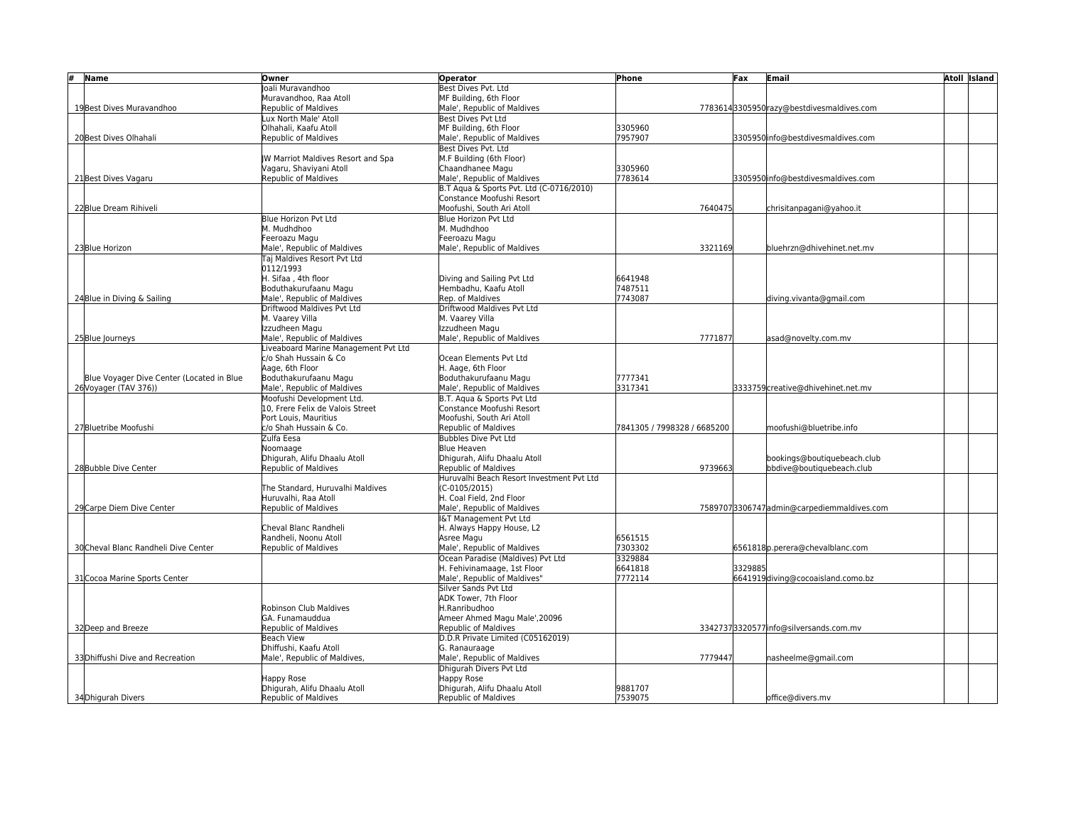| # | Name | Owner | Operator | Phone | Fax | Email | Atoll | Island |
|---|---|---|---|---|---|---|---|---|
| 19 | Best Dives Muravandhoo | Joali Muravandhoo<br>Muravandhoo, Raa Atoll<br>Republic of Maldives | Best Dives Pvt. Ltd<br>MF Building, 6th Floor<br>Male', Republic of Maldives | 7783614 | 3305950 | razy@bestdivesmaldives.com | | |
| 20 | Best Dives Olhahali | Lux North Male' Atoll<br>Olhahali, Kaafu Atoll<br>Republic of Maldives | Best Dives Pvt Ltd<br>MF Building, 6th Floor<br>Male', Republic of Maldives | 3305960<br>7957907 | 3305950 | info@bestdivesmaldives.com | | |
| 21 | Best Dives Vagaru | JW Marriot Maldives Resort and Spa<br>Vagaru, Shaviyani Atoll<br>Republic of Maldives | Best Dives Pvt. Ltd<br>M.F Building (6th Floor)<br>Chaandhanee Magu<br>Male', Republic of Maldives | 3305960<br>7783614 | 3305950 | info@bestdivesmaldives.com | | |
| 22 | Blue Dream Rihiveli | | B.T Aqua & Sports Pvt. Ltd (C-0716/2010)<br>Constance Moofushi Resort<br>Moofushi, South Ari Atoll | 7640475 | | chrisitanpagani@yahoo.it | | |
| 23 | Blue Horizon | Blue Horizon Pvt Ltd<br>M. Mudhdhoo<br>Feeroazu Magu<br>Male', Republic of Maldives | Blue Horizon Pvt Ltd<br>M. Mudhdhoo<br>Feeroazu Magu<br>Male', Republic of Maldives | 3321169 | | bluehrzn@dhivehinet.net.mv | | |
| 24 | Blue in Diving & Sailing | Taj Maldives Resort Pvt Ltd<br>0112/1993<br>H. Sifaa , 4th floor<br>Boduthakurufaanu Magu<br>Male', Republic of Maldives | Diving and Sailing Pvt Ltd<br>Hembadhu, Kaafu Atoll<br>Rep. of Maldives | 6641948<br>7487511<br>7743087 | | diving.vivanta@gmail.com | | |
| 25 | Blue Journeys | Driftwood Maldives Pvt Ltd<br>M. Vaarey Villa<br>Izzudheen Magu<br>Male', Republic of Maldives | Driftwood Maldives Pvt Ltd<br>M. Vaarey Villa<br>Izzudheen Magu<br>Male', Republic of Maldives | 7771877 | | asad@novelty.com.mv | | |
| 26 | Blue Voyager Dive Center (Located in Blue Voyager (TAV 376)) | Liveaboard Marine Management Pvt Ltd<br>c/o Shah Hussain & Co<br>Aage, 6th Floor<br>Boduthakurufaanu Magu<br>Male', Republic of Maldives | Ocean Elements Pvt Ltd<br>H. Aage, 6th Floor<br>Boduthakurufaanu Magu<br>Male', Republic of Maldives | 7777341<br>3317341 | 3333759 | creative@dhivehinet.net.mv | | |
| 27 | Bluetribe Moofushi | Moofushi Development Ltd.<br>10, Frere Felix de Valois Street<br>Port Louis, Mauritius<br>c/o Shah Hussain & Co. | B.T. Aqua & Sports Pvt Ltd<br>Constance Moofushi Resort<br>Moofushi, South Ari Atoll<br>Republic of Maldives | 7841305 / 7998328 / 6685200 | | moofushi@bluetribe.info | | |
| 28 | Bubble Dive Center | Zulfa Eesa<br>Noomaage<br>Dhigurah, Alifu Dhaalu Atoll<br>Republic of Maldives | Bubbles Dive Pvt Ltd<br>Blue Heaven<br>Dhigurah, Alifu Dhaalu Atoll<br>Republic of Maldives | 9739663 | | bookings@boutiquebeach.club<br>bbdive@boutiquebeach.club | | |
| 29 | Carpe Diem Dive Center | The Standard, Huruvalhi Maldives<br>Huruvalhi, Raa Atoll<br>Republic of Maldives | Huruvalhi Beach Resort Investment Pvt Ltd<br>(C-0105/2015)<br>H. Coal Field, 2nd Floor<br>Male', Republic of Maldives | 7589707 | 3306747 | admin@carpediemmaldives.com | | |
| 30 | Cheval Blanc Randheli Dive Center | Cheval Blanc Randheli<br>Randheli, Noonu Atoll<br>Republic of Maldives | I&T Management Pvt Ltd<br>H. Always Happy House, L2<br>Asree Magu<br>Male', Republic of Maldives | 6561515<br>7303302 | 6561818 | p.perera@chevalblanc.com | | |
| 31 | Cocoa Marine Sports Center | | Ocean Paradise (Maldives) Pvt Ltd<br>H. Fehivinamaage, 1st Floor<br>Male', Republic of Maldives" | 3329884<br>6641818<br>7772114 | 3329885<br>6641919 | diving@cocoaisland.como.bz | | |
| 32 | Deep and Breeze | Robinson Club Maldives<br>GA. Funamauddua<br>Republic of Maldives | Silver Sands Pvt Ltd<br>ADK Tower, 7th Floor<br>H.Ranribudhoo<br>Ameer Ahmed Magu Male',20096<br>Republic of Maldives | 3342737 | 3320577 | info@silversands.com.mv | | |
| 33 | Dhiffushi Dive and Recreation | Beach View<br>Dhiffushi, Kaafu Atoll<br>Male', Republic of Maldives, | D.D.R Private Limited (C05162019)<br>G. Ranauraage<br>Male', Republic of Maldives | 7779447 | | nasheelme@gmail.com | | |
| 34 | Dhigurah Divers | Happy Rose<br>Dhigurah, Alifu Dhaalu Atoll<br>Republic of Maldives | Dhigurah Divers Pvt Ltd<br>Happy Rose<br>Dhigurah, Alifu Dhaalu Atoll<br>Republic of Maldives | 9881707<br>7539075 | | office@divers.mv | | |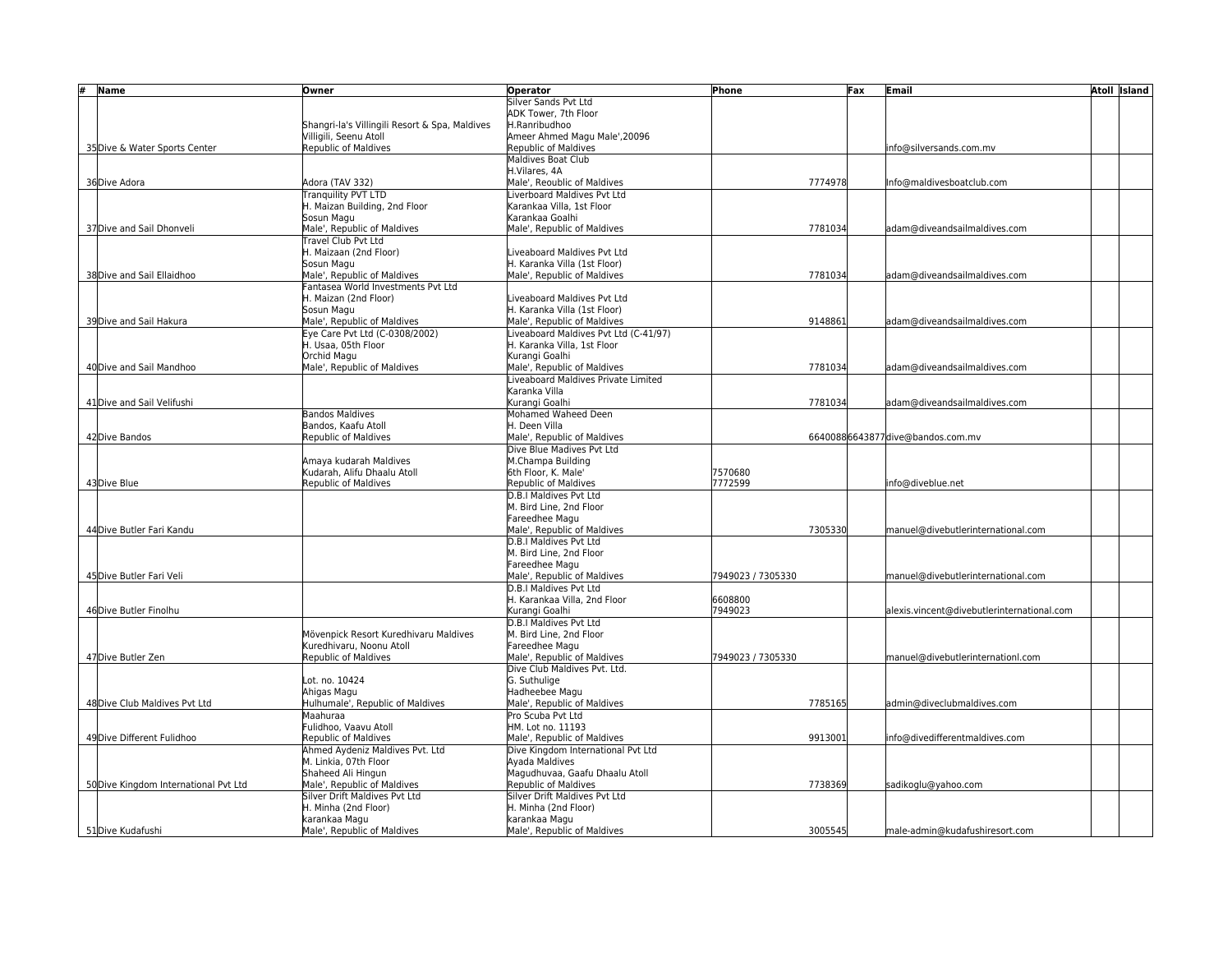| # | Name | Owner | Operator | Phone | Fax | Email | Atoll | Island |
|---|---|---|---|---|---|---|---|---|
| 35 | Dive & Water Sports Center | Shangri-la's Villingili Resort & Spa, Maldives<br>Villigili, Seenu Atoll<br>Republic of Maldives | Silver Sands Pvt Ltd<br>ADK Tower, 7th Floor<br>H.Ranribudhoo<br>Ameer Ahmed Magu Male',20096<br>Republic of Maldives | | | info@silversands.com.mv | | |
| 36 | Dive Adora | Adora (TAV 332) | Maldives Boat Club<br>H.Vilares, 4A<br>Male', Reoublic of Maldives | 7774978 | | Info@maldivesboatclub.com | | |
| 37 | Dive and Sail Dhonveli | Tranquility PVT LTD<br>H. Maizan Building, 2nd Floor<br>Sosun Magu<br>Male', Republic of Maldives | Liverboard Maldives Pvt Ltd<br>Karankaa Villa, 1st Floor<br>Karankaa Goalhi<br>Male', Republic of Maldives | 7781034 | | adam@diveandsailmaldives.com | | |
| 38 | Dive and Sail Ellaidhoo | Travel Club Pvt Ltd<br>H. Maizaan (2nd Floor)<br>Sosun Magu<br>Male', Republic of Maldives | Liveaboard Maldives Pvt Ltd<br>H. Karanka Villa (1st Floor)<br>Male', Republic of Maldives | 7781034 | | adam@diveandsailmaldives.com | | |
| 39 | Dive and Sail Hakura | Fantasea World Investments Pvt Ltd<br>H. Maizan (2nd Floor)<br>Sosun Magu<br>Male', Republic of Maldives | Liveaboard Maldives Pvt Ltd<br>H. Karanka Villa (1st Floor)<br>Male', Republic of Maldives | 9148861 | | adam@diveandsailmaldives.com | | |
| 40 | Dive and Sail Mandhoo | Eye Care Pvt Ltd (C-0308/2002)<br>H. Usaa, 05th Floor<br>Orchid Magu<br>Male', Republic of Maldives | Liveaboard Maldives Pvt Ltd (C-41/97)<br>H. Karanka Villa, 1st Floor<br>Kurangi Goalhi<br>Male', Republic of Maldives | 7781034 | | adam@diveandsailmaldives.com | | |
| 41 | Dive and Sail Velifushi | | Liveaboard Maldives Private Limited<br>Karanka Villa<br>Kurangi Goalhi | 7781034 | | adam@diveandsailmaldives.com | | |
| 42 | Dive Bandos | Bandos Maldives<br>Bandos, Kaafu Atoll<br>Republic of Maldives | Mohamed Waheed Deen<br>H. Deen Villa<br>Male', Republic of Maldives | 6640088 | 6643877 | dive@bandos.com.mv | | |
| 43 | Dive Blue | Amaya kudarah Maldives<br>Kudarah, Alifu Dhaalu Atoll<br>Republic of Maldives | Dive Blue Madives Pvt Ltd<br>M.Champa Building<br>6th Floor, K. Male'<br>Republic of Maldives | 7570680<br>7772599 | | info@diveblue.net | | |
| 44 | Dive Butler Fari Kandu | | D.B.I Maldives Pvt Ltd<br>M. Bird Line, 2nd Floor<br>Fareedhee Magu<br>Male', Republic of Maldives | 7305330 | | manuel@divebutlerinternational.com | | |
| 45 | Dive Butler Fari Veli | | D.B.I Maldives Pvt Ltd<br>M. Bird Line, 2nd Floor<br>Fareedhee Magu<br>Male', Republic of Maldives | 7949023 / 7305330 | | manuel@divebutlerinternational.com | | |
| 46 | Dive Butler Finolhu | | D.B.I Maldives Pvt Ltd<br>H. Karankaa Villa, 2nd Floor<br>Kurangi Goalhi | 6608800<br>7949023 | | alexis.vincent@divebutlerinternational.com | | |
| 47 | Dive Butler Zen | Mövenpick Resort Kuredhivaru Maldives<br>Kuredhivaru, Noonu Atoll<br>Republic of Maldives | D.B.I Maldives Pvt Ltd<br>M. Bird Line, 2nd Floor<br>Fareedhee Magu<br>Male', Republic of Maldives | 7949023 / 7305330 | | manuel@divebutlerinternationl.com | | |
| 48 | Dive Club Maldives Pvt Ltd | Lot. no. 10424<br>Ahigas Magu<br>Hulhumale', Republic of Maldives | Dive Club Maldives Pvt. Ltd.<br>G. Suthulige<br>Hadheebee Magu<br>Male', Republic of Maldives | 7785165 | | admin@diveclubmaldives.com | | |
| 49 | Dive Different Fulidhoo | Maahuraa<br>Fulidhoo, Vaavu Atoll<br>Republic of Maldives | Pro Scuba Pvt Ltd<br>HM. Lot no. 11193<br>Male', Republic of Maldives | 9913001 | | info@divedifferentmaldives.com | | |
| 50 | Dive Kingdom International Pvt Ltd | Ahmed Aydeniz Maldives Pvt. Ltd<br>M. Linkia, 07th Floor<br>Shaheed Ali Hingun<br>Male', Republic of Maldives | Dive Kingdom International Pvt Ltd<br>Ayada Maldives<br>Magudhuvaa, Gaafu Dhaalu Atoll<br>Republic of Maldives | 7738369 | | sadikoglu@yahoo.com | | |
| 51 | Dive Kudafushi | Silver Drift Maldives Pvt Ltd<br>H. Minha (2nd Floor)<br>karankaa Magu<br>Male', Republic of Maldives | Silver Drift Maldives Pvt Ltd<br>H. Minha (2nd Floor)<br>karankaa Magu<br>Male', Republic of Maldives | 3005545 | | male-admin@kudafushiresort.com | | |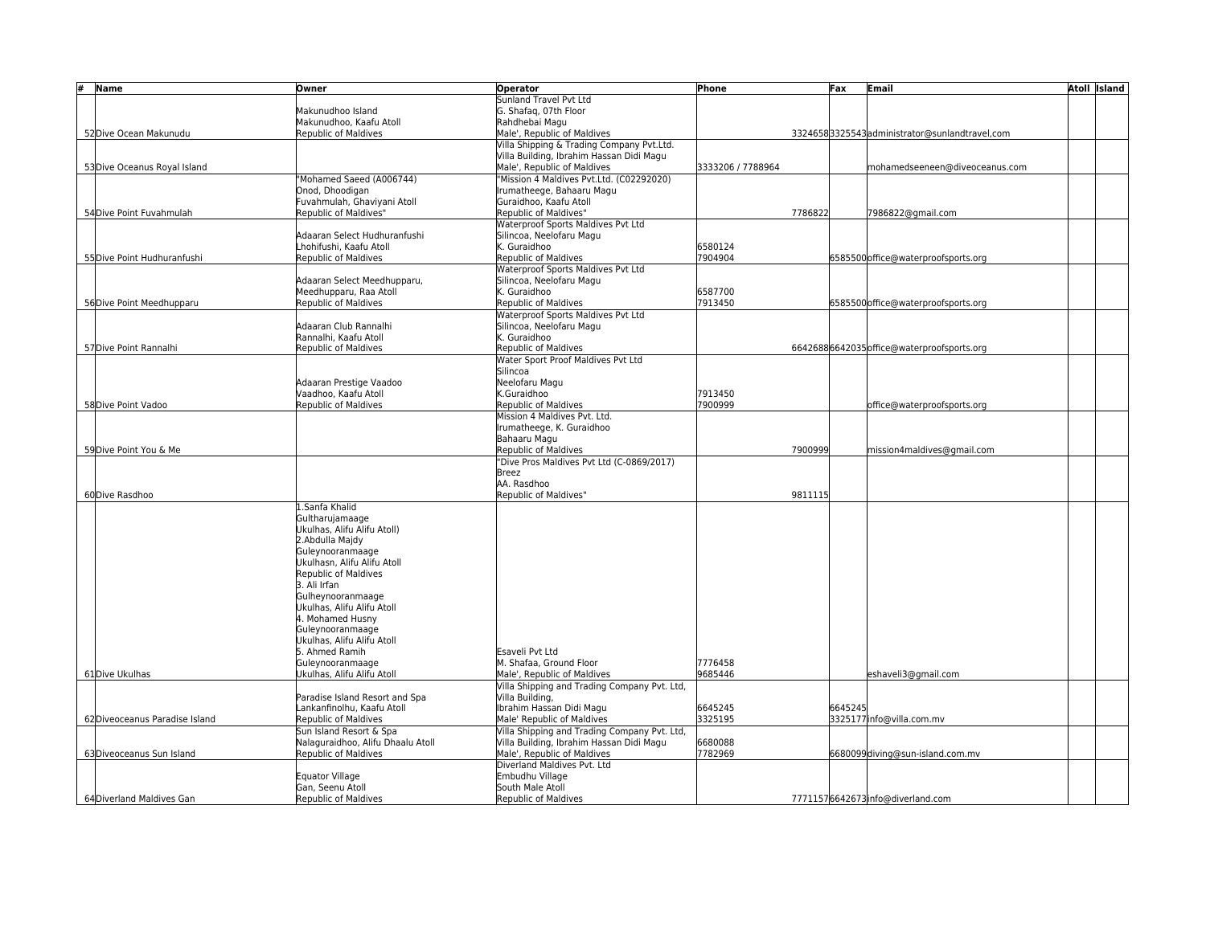| # | Name | Owner | Operator | Phone | Fax | Email | Atoll | Island |
|---|---|---|---|---|---|---|---|---|
| 52 | Dive Ocean Makunudu | Makunudhoo Island<br>Makunudhoo, Kaafu Atoll<br>Republic of Maldives | Sunland Travel Pvt Ltd<br>G. Shafaq, 07th Floor<br>Rahdhebai Magu<br>Male', Republic of Maldives | 3324658 | 3325543 | administrator@sunlandtravel,com | | |
| 53 | Dive Oceanus Royal Island | | Villa Shipping & Trading Company Pvt.Ltd.<br>Villa Building, Ibrahim Hassan Didi Magu<br>Male', Republic of Maldives | 3333206 / 7788964 | | mohamedseeneen@diveoceanus.com | | |
| 54 | Dive Point Fuvahmulah | "Mohamed Saeed (A006744)<br>Onod, Dhoodigan<br>Fuvahmulah, Ghaviyani Atoll<br>Republic of Maldives" | "Mission 4 Maldives Pvt.Ltd. (C02292020)<br>Irumatheege, Bahaaru Magu<br>Guraidhoo, Kaafu Atoll<br>Republic of Maldives" | 7786822 | | 7986822@gmail.com | | |
| 55 | Dive Point Hudhuranfushi | Adaaran Select Hudhuranfushi<br>Lhohifushi, Kaafu Atoll<br>Republic of Maldives | Waterproof Sports Maldives Pvt Ltd<br>Silincoa, Neelofaru Magu<br>K. Guraidhoo<br>Republic of Maldives | 6580124<br>7904904 | 6585500 | office@waterproofsports.org | | |
| 56 | Dive Point Meedhupparu | Adaaran Select Meedhupparu,<br>Meedhupparu, Raa Atoll<br>Republic of Maldives | Waterproof Sports Maldives Pvt Ltd<br>Silincoa, Neelofaru Magu<br>K. Guraidhoo<br>Republic of Maldives | 6587700<br>7913450 | 6585500 | office@waterproofsports.org | | |
| 57 | Dive Point Rannalhi | Adaaran Club Rannalhi<br>Rannalhi, Kaafu Atoll<br>Republic of Maldives | Waterproof Sports Maldives Pvt Ltd<br>Silincoa, Neelofaru Magu<br>K. Guraidhoo<br>Republic of Maldives | 6642688 | 6642035 | office@waterproofsports.org | | |
| 58 | Dive Point Vadoo | Adaaran Prestige Vaadoo<br>Vaadhoo, Kaafu Atoll<br>Republic of Maldives | Water Sport Proof Maldives Pvt Ltd<br>Silincoa<br>Neelofaru Magu<br>K.Guraidhoo<br>Republic of Maldives | 7913450<br>7900999 | | office@waterproofsports.org | | |
| 59 | Dive Point You & Me | | Mission 4 Maldives Pvt. Ltd.<br>Irumatheege, K. Guraidhoo<br>Bahaaru Magu<br>Republic of Maldives | 7900999 | | mission4maldives@gmail.com | | |
| 60 | Dive Rasdhoo | | "Dive Pros Maldives Pvt Ltd (C-0869/2017)<br>Breez<br>AA. Rasdhoo<br>Republic of Maldives" | 9811115 | | | | |
| 61 | Dive Ukulhas | 1.Sanfa Khalid<br>Gultharujamaage<br>Ukulhas, Alifu Alifu Atoll)<br>2.Abdulla Majdy<br>Guleynooranmaage<br>Ukulhasn, Alifu Alifu Atoll<br>Republic of Maldives<br>3. Ali Irfan<br>Gulheynooranmaage<br>Ukulhas, Alifu Alifu Atoll<br>4. Mohamed Husny<br>Guleynooranmaage<br>Ukulhas, Alifu Alifu Atoll<br>5. Ahmed Ramih<br>Guleynooranmaage<br>Ukulhas, Alifu Alifu Atoll | Esaveli Pvt Ltd<br>M. Shafaa, Ground Floor<br>Male', Republic of Maldives | 7776458<br>9685446 | | eshaveli3@gmail.com | | |
| 62 | Diveoceanus Paradise Island | Paradise Island Resort and Spa<br>Lankanfinolhu, Kaafu Atoll<br>Republic of Maldives | Villa Shipping and Trading Company Pvt. Ltd,<br>Villa Building,<br>Ibrahim Hassan Didi Magu<br>Male' Republic of Maldives | 6645245<br>3325195 | 6645245<br>3325177 | info@villa.com.mv | | |
| 63 | Diveoceanus Sun Island | Sun Island Resort & Spa<br>Nalaguraidhoo, Alifu Dhaalu Atoll<br>Republic of Maldives | Villa Shipping and Trading Company Pvt. Ltd,<br>Villa Building, Ibrahim Hassan Didi Magu<br>Male', Republic of Maldives | 6680088<br>7782969 | 6680099 | diving@sun-island.com.mv | | |
| 64 | Diverland Maldives Gan | Equator Village<br>Gan, Seenu Atoll<br>Republic of Maldives | Diverland Maldives Pvt. Ltd<br>Embudhu Village<br>South Male Atoll<br>Republic of Maldives | 7771157 | 6642673 | info@diverland.com | | |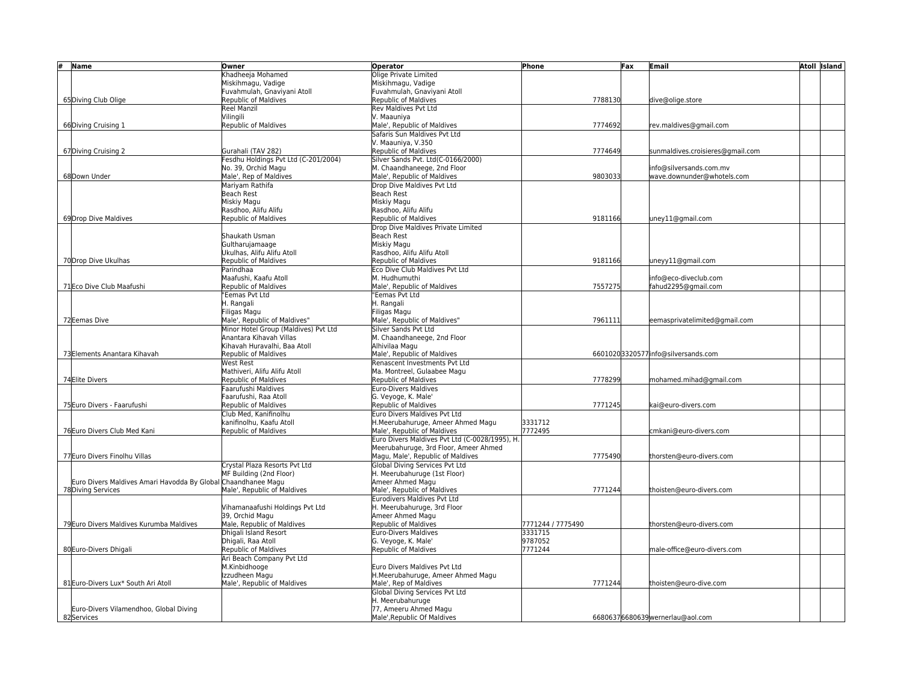| # | Name | Owner | Operator | Phone | Fax | Email | Atoll | Island |
|---|---|---|---|---|---|---|---|---|
| 65 | Diving Club Olige | Khadheeja Mohamed Miskihmagu, Vadige Fuvahmulah, Gnaviyani Atoll Republic of Maldives | Olige Private Limited Miskihmagu, Vadige Fuvahmulah, Gnaviyani Atoll Republic of Maldives | 7788130 | | dive@olige.store | | |
| 66 | Diving Cruising 1 | Reel Manzil Vilingili Republic of Maldives | Rev Maldives Pvt Ltd V. Maauniya Male', Republic of Maldives | 7774692 | | rev.maldives@gmail.com | | |
| 67 | Diving Cruising 2 | Gurahali (TAV 282) | Safaris Sun Maldives Pvt Ltd V. Maauniya, V.350 Republic of Maldives | 7774649 | | sunmaldives.croisieres@gmail.com | | |
| 68 | Down Under | Fesdhu Holdings Pvt Ltd (C-201/2004) No. 39, Orchid Magu Male', Rep of Maldives | Silver Sands Pvt. Ltd(C-0166/2000) M. Chaandhaneege, 2nd Floor Male', Republic of Maldives | 9803033 | | info@silversands.com.mv wave.downunder@whotels.com | | |
| 69 | Drop Dive Maldives | Mariyam Rathifa Beach Rest Miskiy Magu Rasdhoo, Alifu Alifu Republic of Maldives | Drop Dive Maldives Pvt Ltd Beach Rest Miskiy Magu Rasdhoo, Alifu Alifu Republic of Maldives | 9181166 | | uney11@gmail.com | | |
| 70 | Drop Dive Ukulhas | Shaukath Usman Gultharujamaage Ukulhas, Alifu Alifu Atoll Republic of Maldives | Drop Dive Maldives Private Limited Beach Rest Miskiy Magu Rasdhoo, Alifu Alifu Atoll Republic of Maldives | 9181166 | | uneyy11@gmail.com | | |
| 71 | Eco Dive Club Maafushi | Parindhaa Maafushi, Kaafu Atoll Republic of Maldives | Eco Dive Club Maldives Pvt Ltd M. Hudhumuthi Male', Republic of Maldives | 7557275 | | info@eco-diveclub.com fahud2295@gmail.com | | |
| 72 | Eemas Dive | "Eemas Pvt Ltd H. Rangali Filigas Magu Male', Republic of Maldives" | "Eemas Pvt Ltd H. Rangali Filigas Magu Male', Republic of Maldives" | 7961111 | | eemasprivatelimited@gmail.com | | |
| 73 | Elements Anantara Kihavah | Minor Hotel Group (Maldives) Pvt Ltd Anantara Kihavah Villas Kihavah Huravalhi, Baa Atoll Republic of Maldives | Silver Sands Pvt Ltd M. Chaandhaneege, 2nd Floor Alhivilaa Magu Male', Republic of Maldives | 6601020 | 3320577 | info@silversands.com | | |
| 74 | Elite Divers | West Rest Mathiveri, Alifu Alifu Atoll Republic of Maldives | Renascent Investments Pvt Ltd Ma. Montreel, Gulaabee Magu Republic of Maldives | 7778299 | | mohamed.mihad@gmail.com | | |
| 75 | Euro Divers - Faarufushi | Faarufushi Maldives Faarufushi, Raa Atoll Republic of Maldives | Euro-Divers Maldives G. Veyoge, K. Male' Republic of Maldives | 7771245 | | kai@euro-divers.com | | |
| 76 | Euro Divers Club Med Kani | Club Med, Kanifinolhu kanifinolhu, Kaafu Atoll Republic of Maldives | Euro Divers Maldives Pvt Ltd H.Meerubahuruge, Ameer Ahmed Magu Male', Republic of Maldives | 3331712 7772495 | | cmkani@euro-divers.com | | |
| 77 | Euro Divers Finolhu Villas | | Euro Divers Maldives Pvt Ltd (C-0028/1995), H. Meerubahuruge, 3rd Floor, Ameer Ahmed Magu, Male', Republic of Maldives | 7775490 | | thorsten@euro-divers.com | | |
| 78 | Euro Divers Maldives Amari Havodda By Global Diving Services | Crystal Plaza Resorts Pvt Ltd MF Building (2nd Floor) Chaandhanee Magu Male', Republic of Maldives | Global Diving Services Pvt Ltd H. Meerubahuruge (1st Floor) Ameer Ahmed Magu Male', Republic of Maldives | 7771244 | | thoisten@euro-divers.com | | |
| 79 | Euro Divers Maldives Kurumba Maldives | Vihamanaafushi Holdings Pvt Ltd 39, Orchid Magu Male, Republic of Maldives | Eurodivers Maldives Pvt Ltd H. Meerubahuruge, 3rd Floor Ameer Ahmed Magu Republic of Maldives | 7771244 / 7775490 | | thorsten@euro-divers.com | | |
| 80 | Euro-Divers Dhigali | Dhigali Island Resort Dhigali, Raa Atoll Republic of Maldives | Euro-Divers Maldives G. Veyoge, K. Male' Republic of Maldives | 3331715 9787052 7771244 | | male-office@euro-divers.com | | |
| 81 | Euro-Divers Lux* South Ari Atoll | Ari Beach Company Pvt Ltd M.Kinbidhooge Izzudheen Magu Male', Republic of Maldives | Euro Divers Maldives Pvt Ltd H.Meerubahuruge, Ameer Ahmed Magu Male', Rep of Maldives | 7771244 | | thoisten@euro-dive.com | | |
| 82 | Euro-Divers Vilamendhoo, Global Diving Services | | Global Diving Services Pvt Ltd H. Meerubahuruge 77, Ameeru Ahmed Magu Male',Republic Of Maldives | 6680637 | 6680639 | wernerlau@aol.com | | |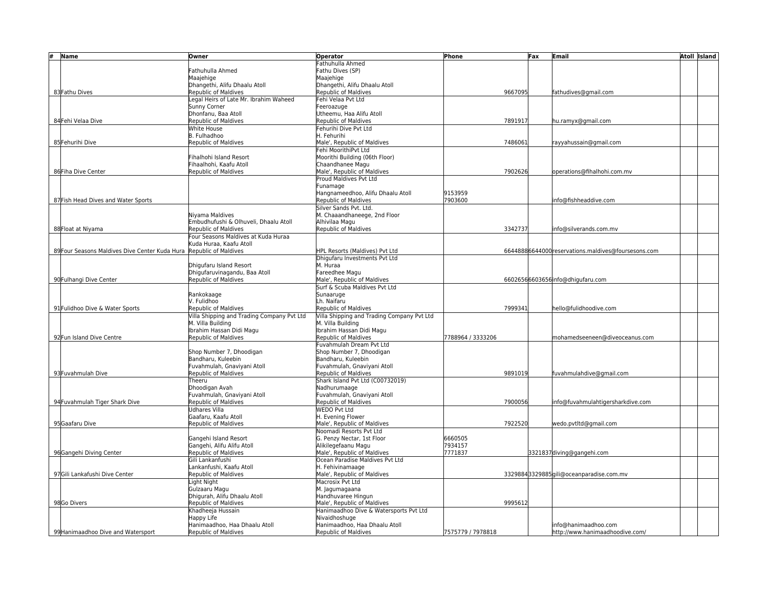| # | Name | Owner | Operator | Phone | Fax | Email | Atoll | Island |
|---|---|---|---|---|---|---|---|---|
| 83 | Fathu Dives | Fathuhulla Ahmed<br>Maajehige<br>Dhangethi, Alifu Dhaalu Atoll<br>Republic of Maldives | Fathuhulla Ahmed<br>Fathu Dives (SP)<br>Maajehige<br>Dhangethi, Alifu Dhaalu Atoll<br>Republic of Maldives | 9667095 | | fathudives@gmail.com | | |
| 84 | Fehi Velaa Dive | Legal Heirs of Late Mr. Ibrahim Waheed<br>Sunny Corner<br>Dhonfanu, Baa Atoll<br>Republic of Maldives | Fehi Velaa Pvt Ltd<br>Feeroazuge<br>Utheemu, Haa Alifu Atoll<br>Republic of Maldives | 7891917 | | hu.ramyx@gmail.com | | |
| 85 | Fehurihi Dive | White House<br>B. Fulhadhoo<br>Republic of Maldives | Fehurihi Dive Pvt Ltd<br>H. Fehurihi<br>Male', Republic of Maldives | 7486061 | | rayyahussain@gmail.com | | |
| 86 | Fiha Dive Center | Fihalhohi Island Resort<br>Fihaalhohi, Kaafu Atoll<br>Republic of Maldives | Fehi MoorithiPvt Ltd<br>Moorithi Building (06th Floor)<br>Chaandhanee Magu<br>Male', Republic of Maldives | 7902626 | | operations@fihalhohi.com.mv | | |
| 87 | Fish Head Dives and Water Sports | | Proud Maldives Pvt Ltd<br>Funamage<br>Hangnameedhoo, Alifu Dhaalu Atoll<br>Republic of Maldives | 9153959<br>7903600 | | info@fishheaddive.com | | |
| 88 | Float at Niyama | Niyama Maldives<br>Embudhufushi & Olhuveli, Dhaalu Atoll<br>Republic of Maldives | Silver Sands Pvt. Ltd.<br>M. Chaaandhaneege, 2nd Floor<br>Alhivilaa Magu<br>Republic of Maldives | 3342737 | | info@silverands.com.mv | | |
| 89 | Four Seasons Maldives Dive Center Kuda Hura | Four Seasons Maldives at Kuda Huraa<br>Kuda Huraa, Kaafu Atoll<br>Republic of Maldives | HPL Resorts (Maldives) Pvt Ltd | 6644888 | 6644000 | reservations.maldives@foursesons.com | | |
| 90 | Fulhangi Dive Center | Dhigufaru Island Resort<br>Dhigufaruvinagandu, Baa Atoll<br>Republic of Maldives | Dhigufaru Investments Pvt Ltd<br>M. Huraa<br>Fareedhee Magu<br>Male', Republic of Maldives | 6602656 | 6603656 | info@dhigufaru.com | | |
| 91 | Fulidhoo Dive & Water Sports | Rankokaage<br>V. Fulidhoo<br>Republic of Maldives | Surf & Scuba Maldives Pvt Ltd<br>Sunaaruge<br>Lh. Naifaru<br>Republic of Maldives | 7999341 | | hello@fulidhoodive.com | | |
| 92 | Fun Island Dive Centre | Villa Shipping and Trading Company Pvt Ltd<br>M. Villa Building<br>Ibrahim Hassan Didi Magu<br>Republic of Maldives | Villa Shipping and Trading Company Pvt Ltd<br>M. Villa Building<br>Ibrahim Hassan Didi Magu<br>Republic of Maldives | 7788964 / 3333206 | | mohamedseeneen@diveoceanus.com | | |
| 93 | Fuvahmulah Dive | Shop Number 7, Dhoodigan<br>Bandharu, Kuleebin<br>Fuvahmulah, Gnaviyani Atoll<br>Republic of Maldives | Fuvahmulah Dream Pvt Ltd<br>Shop Number 7, Dhoodigan<br>Bandharu, Kuleebin<br>Fuvahmulah, Gnaviyani Atoll<br>Republic of Maldives | 9891019 | | fuvahmulahdive@gmail.com | | |
| 94 | Fuvahmulah Tiger Shark Dive | Theeru<br>Dhoodigan Avah<br>Fuvahmulah, Gnaviyani Atoll<br>Republic of Maldives | Shark Island Pvt Ltd (C00732019)<br>Nadhurumaage<br>Fuvahmulah, Gnaviyani Atoll<br>Republic of Maldives | 7900056 | | info@fuvahmulahtigersharkdive.com | | |
| 95 | Gaafaru Dive | Udhares Villa<br>Gaafaru, Kaafu Atoll<br>Republic of Maldives | WEDO Pvt Ltd<br>H. Evening Flower<br>Male', Republic of Maldives | 7922520 | | wedo.pvtltd@gmail.com | | |
| 96 | Gangehi Diving Center | Gangehi Island Resort<br>Gangehi, Alifu Alifu Atoll<br>Republic of Maldives | Noomadi Resorts Pvt Ltd<br>G. Penzy Nectar, 1st Floor<br>Alikilegefaanu Magu<br>Male', Republic of Maldives | 6660505<br>7934157<br>7771837 | 3321837 | diving@gangehi.com | | |
| 97 | Gili Lankafushi Dive Center | Gili Lankanfushi<br>Lankanfushi, Kaafu Atoll<br>Republic of Maldives | Ocean Paradise Maldives Pvt Ltd<br>H. Fehivinamaage<br>Male', Republic of Maldives | 3329884 | 3329885 | gili@oceanparadise.com.mv | | |
| 98 | Go Divers | Light Night<br>Gulzaaru Magu<br>Dhigurah, Alifu Dhaalu Atoll<br>Republic of Maldives | Macrosix Pvt Ltd<br>M. Jagumagaana<br>Handhuvaree Hingun<br>Male', Republic of Maldives | 9995612 | | | | |
| 99 | Hanimaadhoo Dive and Watersport | Khadheeja Hussain<br>Happy Life<br>Hanimaadhoo, Haa Dhaalu Atoll<br>Republic of Maldives | Hanimaadhoo Dive & Watersports Pvt Ltd<br>Nivaidhoshuge<br>Hanimaadhoo, Haa Dhaalu Atoll<br>Republic of Maldives | 7575779 / 7978818 | | info@hanimaadhoo.com<br>http://www.hanimaadhoodive.com/ | | |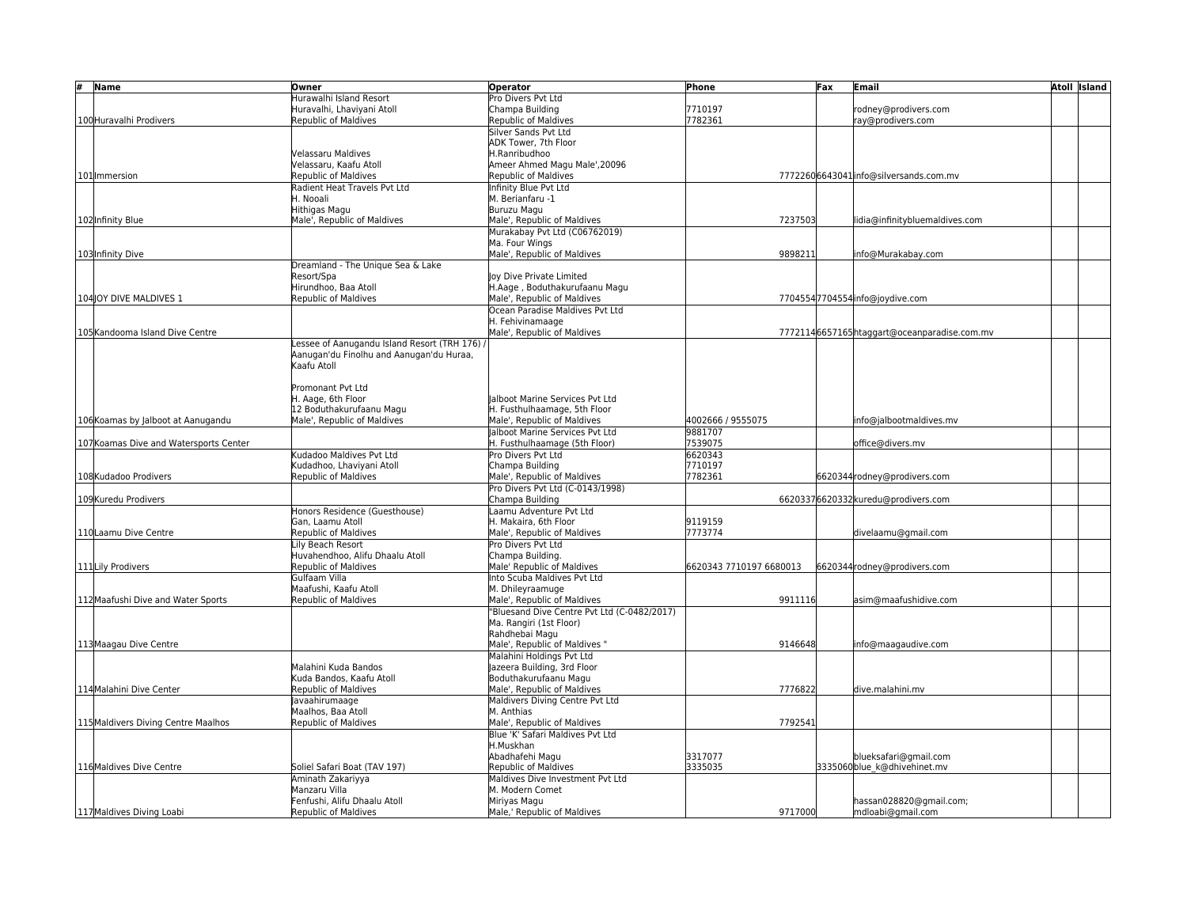| # | Name | Owner | Operator | Phone | Fax | Email | Atoll | Island |
|---|---|---|---|---|---|---|---|---|
| 100 | Huravalhi Prodivers | Hurawalhi Island Resort<br>Huravalhi, Lhaviyani Atoll<br>Republic of Maldives | Pro Divers Pvt Ltd<br>Champa Building<br>Republic of Maldives | 7710197<br>7782361 | | rodney@prodivers.com<br>ray@prodivers.com | | |
| 101 | Immersion | Velassaru Maldives<br>Velassaru, Kaafu Atoll<br>Republic of Maldives | Silver Sands Pvt Ltd<br>ADK Tower, 7th Floor<br>H.Ranribudhoo<br>Ameer Ahmed Magu Male',20096<br>Republic of Maldives | 7772260 | 6643041 | info@silversands.com.mv | | |
| 102 | Infinity Blue | Radient Heat Travels Pvt Ltd<br>H. Nooali<br>Hithigas Magu<br>Male', Republic of Maldives | Infinity Blue Pvt Ltd<br>M. Berianfaru -1<br>Buruzu Magu<br>Male', Republic of Maldives | 7237503 | | lidia@infinitybluemaldives.com | | |
| 103 | Infinity Dive | | Murakabay Pvt Ltd (C06762019)<br>Ma. Four Wings<br>Male', Republic of Maldives | 9898211 | | info@Murakabay.com | | |
| 104 | JOY DIVE MALDIVES 1 | Dreamland - The Unique Sea & Lake Resort/Spa<br>Hirundhoo, Baa Atoll<br>Republic of Maldives | Joy Dive Private Limited<br>H.Aage , Boduthakurufaanu Magu<br>Male', Republic of Maldives | 7704554 | 7704554 | info@joydive.com | | |
| 105 | Kandooma Island Dive Centre | | Ocean Paradise Maldives Pvt Ltd<br>H. Fehivinamaage<br>Male', Republic of Maldives | 7772114 | 6657165 | htaggart@oceanparadise.com.mv | | |
| 106 | Koamas by Jalboot at Aanugandu | Lessee of Aanugandu Island Resort (TRH 176) / Aanugan'du Finolhu and Aanugan'du Huraa, Kaafu Atoll<br><br>Promonant Pvt Ltd<br>H. Aage, 6th Floor<br>12 Boduthakurufaanu Magu<br>Male', Republic of Maldives | Jalboot Marine Services Pvt Ltd<br>H. Fusthulhaamage, 5th Floor<br>Male', Republic of Maldives | 4002666 / 9555075 | | info@jalbootmaldives.mv | | |
| 107 | Koamas Dive and Watersports Center | | Jalboot Marine Services Pvt Ltd<br>H. Fusthulhaamage (5th Floor) | 9881707<br>7539075 | | office@divers.mv | | |
| 108 | Kudadoo Prodivers | Kudadoo Maldives Pvt Ltd<br>Kudadhoo, Lhaviyani Atoll<br>Republic of Maldives | Pro Divers Pvt Ltd<br>Champa Building<br>Male', Republic of Maldives | 6620343<br>7710197<br>7782361 | 6620344 | rodney@prodivers.com | | |
| 109 | Kuredu Prodivers | | Pro Divers Pvt Ltd (C-0143/1998)<br>Champa Building | 6620337 | 6620332 | kuredu@prodivers.com | | |
| 110 | Laamu Dive Centre | Honors Residence (Guesthouse)<br>Gan, Laamu Atoll<br>Republic of Maldives | Laamu Adventure Pvt Ltd<br>H. Makaira, 6th Floor<br>Male', Republic of Maldives | 9119159<br>7773774 | | divelaamu@gmail.com | | |
| 111 | Lily Prodivers | Lily Beach Resort<br>Huvahendhoo, Alifu Dhaalu Atoll<br>Republic of Maldives | Pro Divers Pvt Ltd<br>Champa Building.<br>Male' Republic of Maldives | 6620343 7710197 6680013 | 6620344 | rodney@prodivers.com | | |
| 112 | Maafushi Dive and Water Sports | Gulfaam Villa<br>Maafushi, Kaafu Atoll<br>Republic of Maldives | Into Scuba Maldives Pvt Ltd<br>M. Dhileyraamuge<br>Male', Republic of Maldives | 9911116 | | asim@maafushidive.com | | |
| 113 | Maagau Dive Centre | | "Bluesand Dive Centre Pvt Ltd (C-0482/2017)<br>Ma. Rangiri (1st Floor)<br>Rahdhebai Magu<br>Male', Republic of Maldives " | 9146648 | | info@maagaudive.com | | |
| 114 | Malahini Dive Center | Malahini Kuda Bandos<br>Kuda Bandos, Kaafu Atoll<br>Republic of Maldives | Malahini Holdings Pvt Ltd<br>Jazeera Building, 3rd Floor<br>Boduthakurufaanu Magu<br>Male', Republic of Maldives | 7776822 | | dive.malahini.mv | | |
| 115 | Maldivers Diving Centre Maalhos | Javaahirumaage<br>Maalhos, Baa Atoll<br>Republic of Maldives | Maldivers Diving Centre Pvt Ltd<br>M. Anthias<br>Male', Republic of Maldives | 7792541 | | | | |
| 116 | Maldives Dive Centre | Soliel Safari Boat (TAV 197) | Blue 'K' Safari Maldives Pvt Ltd<br>H.Muskhan<br>Abadhafehi Magu<br>Republic of Maldives | 3317077<br>3335035 | 3335060 | blueksafari@gmail.com<br>blue_k@dhivehinet.mv | | |
| 117 | Maldives Diving Loabi | Aminath Zakariyya<br>Manzaru Villa<br>Fenfushi, Alifu Dhaalu Atoll<br>Republic of Maldives | Maldives Dive Investment Pvt Ltd<br>M. Modern Comet<br>Miriyas Magu<br>Male,' Republic of Maldives | 9717000 | | hassan028820@gmail.com;<br>mdloabi@gmail.com | | |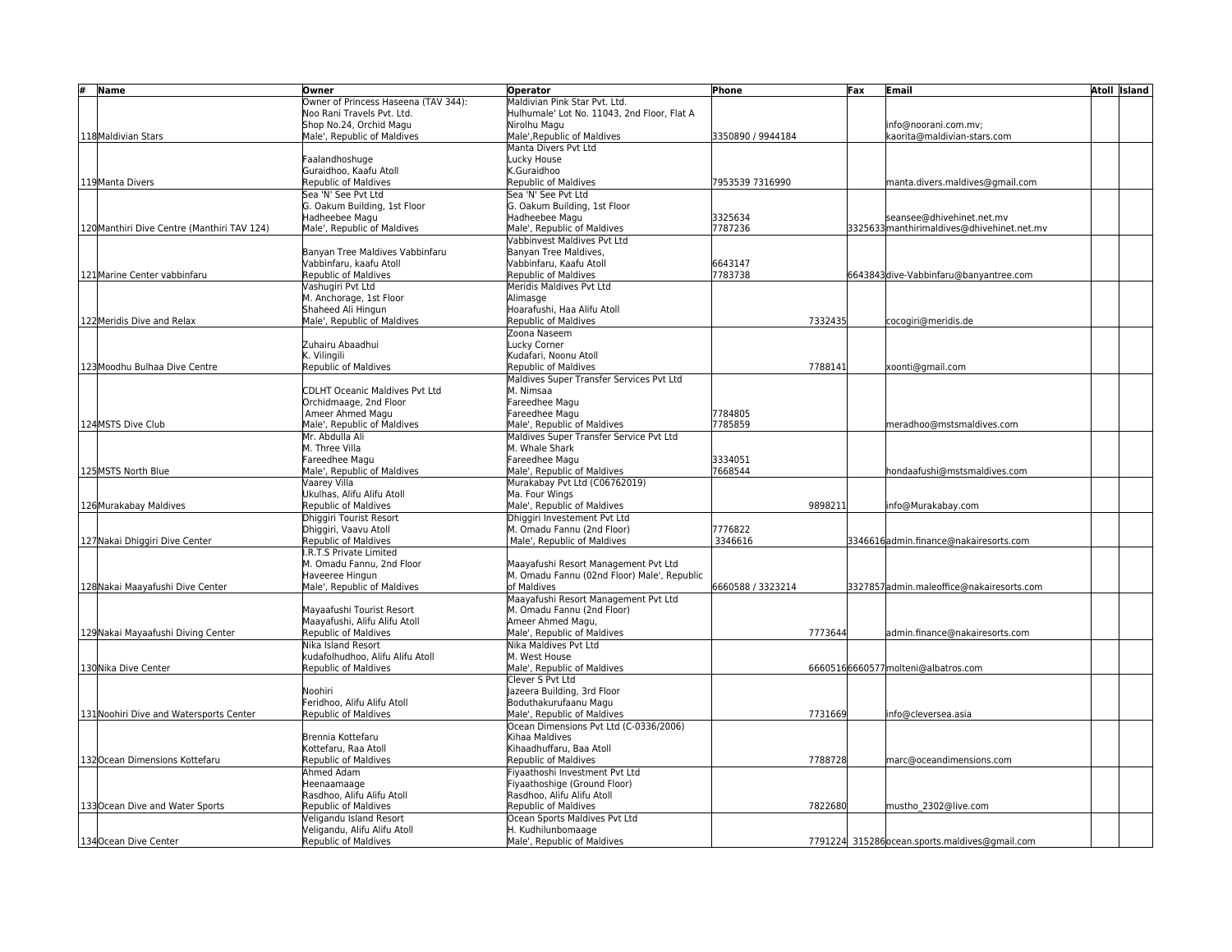| # | Name | Owner | Operator | Phone | Fax | Email | Atoll | Island |
|---|---|---|---|---|---|---|---|---|
| 118 | Maldivian Stars | Owner of Princess Haseena (TAV 344):<br>Noo Rani Travels Pvt. Ltd.<br>Shop No.24, Orchid Magu<br>Male', Republic of Maldives | Maldivian Pink Star Pvt. Ltd.<br>Hulhumale' Lot No. 11043, 2nd Floor, Flat A<br>Nirolhu Magu<br>Male',Republic of Maldives | 3350890 / 9944184 | | info@noorani.com.mv;<br>kaorita@maldivian-stars.com | | |
| 119 | Manta Divers | Faalandhoshuge<br>Guraidhoo, Kaafu Atoll<br>Republic of Maldives | Manta Divers Pvt Ltd<br>Lucky House<br>K.Guraidhoo<br>Republic of Maldives | 7953539 7316990 | | manta.divers.maldives@gmail.com | | |
| 120 | Manthiri Dive Centre (Manthiri TAV 124) | Sea 'N' See Pvt Ltd<br>G. Oakum Building, 1st Floor<br>Hadheebee Magu<br>Male', Republic of Maldives | Sea 'N' See Pvt Ltd<br>G. Oakum Building, 1st Floor<br>Hadheebee Magu<br>Male', Republic of Maldives | 3325634<br>7787236 | 3325633 | seansee@dhivehinet.net.mv<br>manthirimaldives@dhivehinet.net.mv | | |
| 121 | Marine Center vabbinfaru | Banyan Tree Maldives Vabbinfaru<br>Vabbinfaru, kaafu Atoll<br>Republic of Maldives | Vabbinvest Maldives Pvt Ltd<br>Banyan Tree Maldives,<br>Vabbinfaru, Kaafu Atoll<br>Republic of Maldives | 6643147<br>7783738 | 6643843 | dive-Vabbinfaru@banyantree.com | | |
| 122 | Meridis Dive and Relax | Vashugiri Pvt Ltd<br>M. Anchorage, 1st Floor<br>Shaheed Ali Hingun<br>Male', Republic of Maldives | Meridis Maldives Pvt Ltd<br>Alimasge<br>Hoarafushi, Haa Alifu Atoll<br>Republic of Maldives | 7332435 | | cocogiri@meridis.de | | |
| 123 | Moodhu Bulhaa Dive Centre | Zuhairu Abaadhui<br>K. Vilingili<br>Republic of Maldives | Zoona Naseem<br>Lucky Corner<br>Kudafari, Noonu Atoll<br>Republic of Maldives | 7788141 | | xoonti@gmail.com | | |
| 124 | MSTS Dive Club | CDLHT Oceanic Maldives Pvt Ltd<br>Orchidmaage, 2nd Floor<br>Ameer Ahmed Magu<br>Male', Republic of Maldives | Maldives Super Transfer Services Pvt Ltd<br>M. Nimsaa<br>Fareedhee Magu<br>Fareedhee Magu<br>Male', Republic of Maldives | 7784805<br>7785859 | | meradhoo@mstsmaldives.com | | |
| 125 | MSTS North Blue | Mr. Abdulla Ali<br>M. Three Villa<br>Fareedhee Magu<br>Male', Republic of Maldives | Maldives Super Transfer Service Pvt Ltd<br>M. Whale Shark<br>Fareedhee Magu<br>Male', Republic of Maldives | 3334051<br>7668544 | | hondaafushi@mstsmaldives.com | | |
| 126 | Murakabay Maldives | Vaarey Villa<br>Ukulhas, Alifu Alifu Atoll<br>Republic of Maldives | Murakabay Pvt Ltd (C06762019)<br>Ma. Four Wings<br>Male', Republic of Maldives | 9898211 | | info@Murakabay.com | | |
| 127 | Nakai Dhiggiri Dive Center | Dhiggiri Tourist Resort<br>Dhiggiri, Vaavu Atoll<br>Republic of Maldives | Dhiggiri Investement Pvt Ltd<br>M. Omadu Fannu (2nd Floor)<br>Male', Republic of Maldives | 7776822<br>3346616 | 3346616 | admin.finance@nakairesorts.com | | |
| 128 | Nakai Maayafushi Dive Center | I.R.T.S Private Limited<br>M. Omadu Fannu, 2nd Floor<br>Haveeree Hingun<br>Male', Republic of Maldives | Maayafushi Resort Management Pvt Ltd<br>M. Omadu Fannu (02nd Floor) Male', Republic of Maldives | 6660588 / 3323214 | 3327857 | admin.maleoffice@nakairesorts.com | | |
| 129 | Nakai Mayaafushi Diving Center | Mayaafushi Tourist Resort<br>Maayafushi, Alifu Alifu Atoll<br>Republic of Maldives | Maayafushi Resort Management Pvt Ltd<br>M. Omadu Fannu (2nd Floor)<br>Ameer Ahmed Magu,<br>Male', Republic of Maldives | 7773644 | | admin.finance@nakairesorts.com | | |
| 130 | Nika Dive Center | Nika Island Resort<br>kudafolhudhoo, Alifu Alifu Atoll<br>Republic of Maldives | Nika Maldives Pvt Ltd<br>M. West House<br>Male', Republic of Maldives | 6660516 | 6660577 | molteni@albatros.com | | |
| 131 | Noohiri Dive and Watersports Center | Noohiri<br>Feridhoo, Alifu Alifu Atoll<br>Republic of Maldives | Clever S Pvt Ltd<br>Jazeera Building, 3rd Floor<br>Boduthakurufaanu Magu<br>Male', Republic of Maldives | 7731669 | | info@cleversea.asia | | |
| 132 | Ocean Dimensions Kottefaru | Brennia Kottefaru<br>Kottefaru, Raa Atoll<br>Republic of Maldives | Ocean Dimensions Pvt Ltd (C-0336/2006)<br>Kihaa Maldives<br>Kihaadhuffaru, Baa Atoll<br>Republic of Maldives | 7788728 | | marc@oceandimensions.com | | |
| 133 | Ocean Dive and Water Sports | Ahmed Adam<br>Heenaamaage<br>Rasdhoo, Alifu Alifu Atoll<br>Republic of Maldives | Fiyaathoshi Investment Pvt Ltd<br>Fiyaathoshige (Ground Floor)<br>Rasdhoo, Alifu Alifu Atoll<br>Republic of Maldives | 7822680 | | mustho_2302@live.com | | |
| 134 | Ocean Dive Center | Veligandu Island Resort<br>Veligandu, Alifu Alifu Atoll<br>Republic of Maldives | Ocean Sports Maldives Pvt Ltd<br>H. Kudhilunbomaage<br>Male', Republic of Maldives | 7791224 | 315286 | ocean.sports.maldives@gmail.com | | |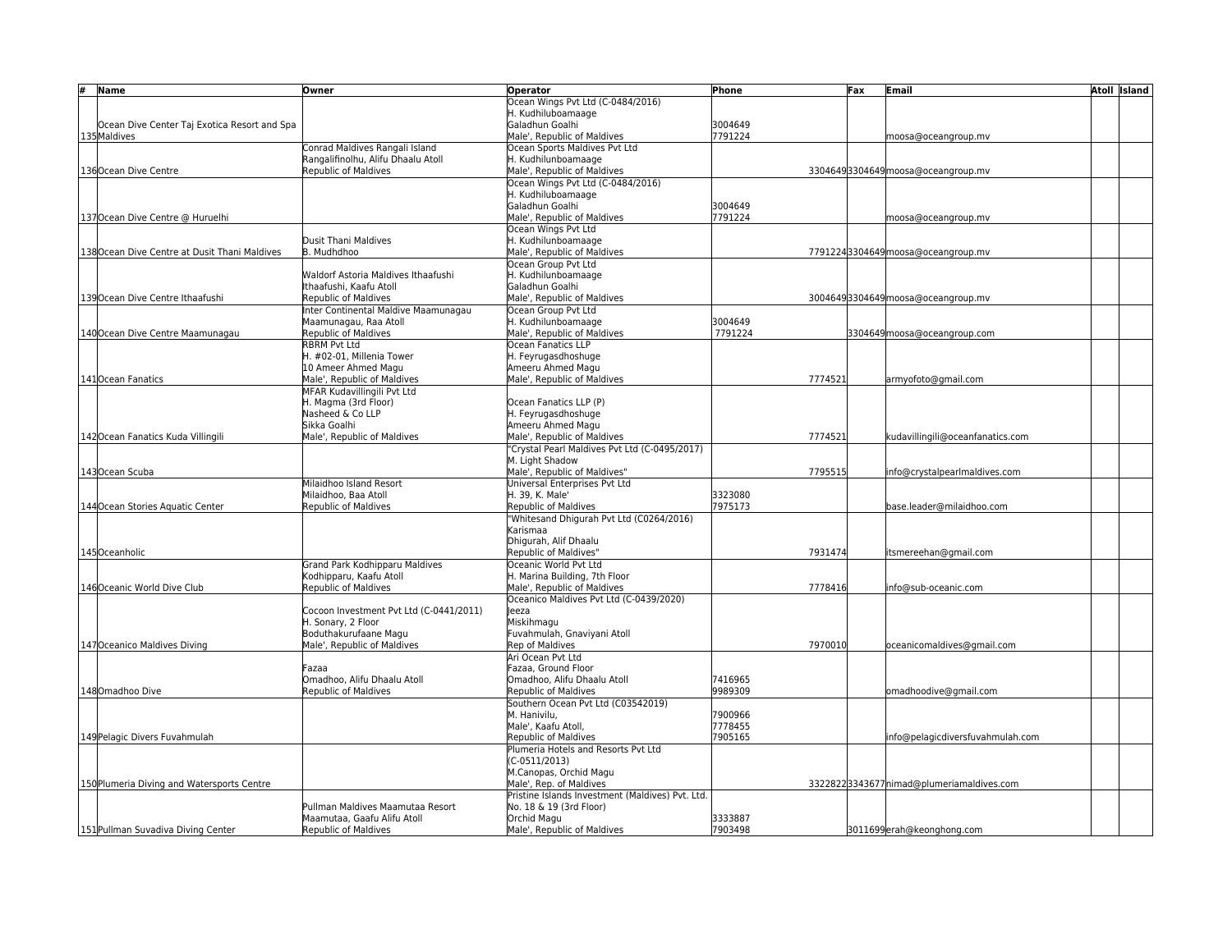| # | Name | Owner | Operator | Phone | Fax | Email | Atoll | Island |
|---|---|---|---|---|---|---|---|---|
| 135 | Ocean Dive Center Taj Exotica Resort and Spa Maldives | | Ocean Wings Pvt Ltd (C-0484/2016)<br>H. Kudhiluboamaage<br>Galadhun Goalhi<br>Male', Republic of Maldives | 3004649<br>7791224 | | moosa@oceangroup.mv | | |
| 136 | Ocean Dive Centre | Conrad Maldives Rangali Island<br>Rangalifinolhu, Alifu Dhaalu Atoll<br>Republic of Maldives | Ocean Sports Maldives Pvt Ltd<br>H. Kudhilunboamaage<br>Male', Republic of Maldives | 3304649 | 3304649 | moosa@oceangroup.mv | | |
| 137 | Ocean Dive Centre @ Huruelhi | | Ocean Wings Pvt Ltd (C-0484/2016)<br>H. Kudhiluboamaage<br>Galadhun Goalhi<br>Male', Republic of Maldives | 3004649<br>7791224 | | moosa@oceangroup.mv | | |
| 138 | Ocean Dive Centre at Dusit Thani Maldives | Dusit Thani Maldives<br>B. Mudhdhoo | Ocean Wings Pvt Ltd<br>H. Kudhilunboamaage<br>Male', Republic of Maldives | 7791224 | 3304649 | moosa@oceangroup.mv | | |
| 139 | Ocean Dive Centre Ithaafushi | Waldorf Astoria Maldives Ithaafushi<br>Ithaafushi, Kaafu Atoll<br>Republic of Maldives | Ocean Group Pvt Ltd<br>H. Kudhilunboamaage<br>Galadhun Goalhi<br>Male', Republic of Maldives | 3004649 | 3304649 | moosa@oceangroup.mv | | |
| 140 | Ocean Dive Centre Maamunagau | Inter Continental Maldive Maamunagau<br>Maamunagau, Raa Atoll<br>Republic of Maldives | Ocean Group Pvt Ltd<br>H. Kudhilunboamaage<br>Male', Republic of Maldives | 3004649<br>7791224 | 3304649 | moosa@oceangroup.com | | |
| 141 | Ocean Fanatics | RBRM Pvt Ltd<br>H. #02-01, Millenia Tower<br>10 Ameer Ahmed Magu<br>Male', Republic of Maldives | Ocean Fanatics LLP<br>H. Feyrugasdhoshuge<br>Ameeru Ahmed Magu<br>Male', Republic of Maldives | 7774521 | | armyofoto@gmail.com | | |
| 142 | Ocean Fanatics Kuda Villingili | MFAR Kudavillingili Pvt Ltd<br>H. Magma (3rd Floor)<br>Nasheed & Co LLP<br>Sikka Goalhi<br>Male', Republic of Maldives | Ocean Fanatics LLP (P)<br>H. Feyrugasdhoshuge<br>Ameeru Ahmed Magu<br>Male', Republic of Maldives | 7774521 | | kudavillingili@oceanfanatics.com | | |
| 143 | Ocean Scuba | | "Crystal Pearl Maldives Pvt Ltd (C-0495/2017)<br>M. Light Shadow<br>Male', Republic of Maldives" | 7795515 | | info@crystalpearlmaldives.com | | |
| 144 | Ocean Stories Aquatic Center | Milaidhoo Island Resort<br>Milaidhoo, Baa Atoll<br>Republic of Maldives | Universal Enterprises Pvt Ltd<br>H. 39, K. Male'<br>Republic of Maldives | 3323080<br>7975173 | | base.leader@milaidhoo.com | | |
| 145 | Oceanholic | | "Whitesand Dhigurah Pvt Ltd (C0264/2016)<br>Karismaa<br>Dhigurah, Alif Dhaalu<br>Republic of Maldives" | 7931474 | | itsmereehan@gmail.com | | |
| 146 | Oceanic World Dive Club | Grand Park Kodhipparu Maldives<br>Kodhipparu, Kaafu Atoll<br>Republic of Maldives | Oceanic World Pvt Ltd<br>H. Marina Building, 7th Floor<br>Male', Republic of Maldives | 7778416 | | info@sub-oceanic.com | | |
| 147 | Oceanico Maldives Diving | Cocoon Investment Pvt Ltd (C-0441/2011)<br>H. Sonary, 2 Floor<br>Boduthakurufaane Magu<br>Male', Republic of Maldives | Oceanico Maldives Pvt Ltd (C-0439/2020)<br>Jeeza<br>Miskihmagu<br>Fuvahmulah, Gnaviyani Atoll<br>Rep of Maldives | 7970010 | | oceanicomaldives@gmail.com | | |
| 148 | Omadhoo Dive | Fazaa<br>Omadhoo, Alifu Dhaalu Atoll<br>Republic of Maldives | Ari Ocean Pvt Ltd<br>Fazaa, Ground Floor<br>Omadhoo, Alifu Dhaalu Atoll<br>Republic of Maldives | 7416965<br>9989309 | | omadhoodive@gmail.com | | |
| 149 | Pelagic Divers Fuvahmulah | | Southern Ocean Pvt Ltd (C03542019)<br>M. Hanivilu,<br>Male', Kaafu Atoll,<br>Republic of Maldives | 7900966<br>7778455<br>7905165 | | info@pelagicdiversfuvahmulah.com | | |
| 150 | Plumeria Diving and Watersports Centre | | Plumeria Hotels and Resorts Pvt Ltd<br>(C-0511/2013)<br>M.Canopas, Orchid Magu<br>Male', Rep. of Maldives | 3322822 | 3343677 | nimad@plumeriamaldives.com | | |
| 151 | Pullman Suvadiva Diving Center | Pullman Maldives Maamutaa Resort<br>Maamutaa, Gaafu Alifu Atoll<br>Republic of Maldives | Pristine Islands Investment (Maldives) Pvt. Ltd.<br>No. 18 & 19 (3rd Floor)<br>Orchid Magu<br>Male', Republic of Maldives | 3333887<br>7903498 | 3011699 | erah@keonghong.com | | |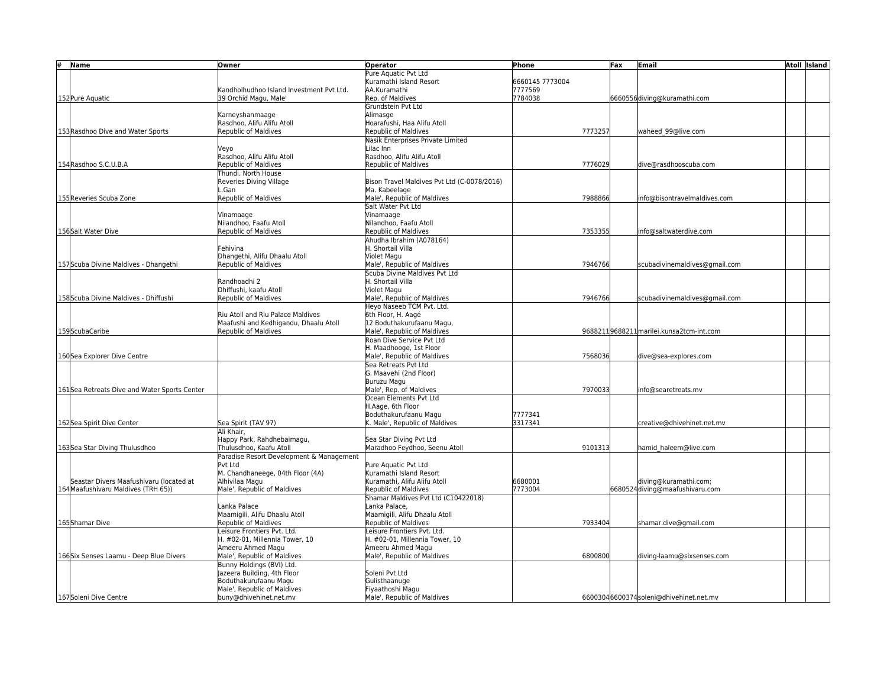| # | Name | Owner | Operator | Phone | Fax | Email | Atoll | Island |
|---|---|---|---|---|---|---|---|---|
| 152 | Pure Aquatic | Kandholhudhoo Island Investment Pvt Ltd. 39 Orchid Magu, Male' | Pure Aquatic Pvt Ltd Kuramathi Island Resort AA.Kuramathi Rep. of Maldives | 6660145 7773004 7777569 7784038 | 6660556 | diving@kuramathi.com | | |
| 153 | Rasdhoo Dive and Water Sports | Karneyshanmaage Rasdhoo, Alifu Alifu Atoll Republic of Maldives | Grundstein Pvt Ltd Alimasge Hoarafushi, Haa Alifu Atoll Republic of Maldives | 7773257 | | waheed_99@live.com | | |
| 154 | Rasdhoo S.C.U.B.A | Veyo Rasdhoo, Alifu Alifu Atoll Republic of Maldives | Nasik Enterprises Private Limited Lilac Inn Rasdhoo, Alifu Alifu Atoll Republic of Maldives | 7776029 | | dive@rasdhooscuba.com | | |
| 155 | Reveries Scuba Zone | Thundi. North House Reveries Diving Village L.Gan Republic of Maldives | Bison Travel Maldives Pvt Ltd (C-0078/2016) Ma. Kabeelage Male', Republic of Maldives | 7988866 | | info@bisontravelmaldives.com | | |
| 156 | Salt Water Dive | Vinamaage Nilandhoo, Faafu Atoll Republic of Maldives | Salt Water Pvt Ltd Vinamaage Nilandhoo, Faafu Atoll Republic of Maldives | 7353355 | | info@saltwaterdive.com | | |
| 157 | Scuba Divine Maldives - Dhangethi | Fehivina Dhangethi, Alifu Dhaalu Atoll Republic of Maldives | Ahudha Ibrahim (A078164) H. Shortail Villa Violet Magu Male', Republic of Maldives | 7946766 | | scubadivinemaldives@gmail.com | | |
| 158 | Scuba Divine Maldives - Dhiffushi | Randhoadhi 2 Dhiffushi, kaafu Atoll Republic of Maldives | Scuba Divine Maldives Pvt Ltd H. Shortail Villa Violet Magu Male', Republic of Maldives | 7946766 | | scubadivinemaldives@gmail.com | | |
| 159 | ScubaCaribe | Riu Atoll and Riu Palace Maldives Maafushi and Kedhigandu, Dhaalu Atoll Republic of Maldives | Heyo Naseeb TCM Pvt. Ltd. 6th Floor, H. Aagé 12 Boduthakurufaanu Magu, Male', Republic of Maldives | 9688211 | 9688211 | marilei.kunsa2tcm-int.com | | |
| 160 | Sea Explorer Dive Centre | | Roan Dive Service Pvt Ltd H. Maadhooge, 1st Floor Male', Republic of Maldives | 7568036 | | dive@sea-explores.com | | |
| 161 | Sea Retreats Dive and Water Sports Center | | Sea Retreats Pvt Ltd G. Maavehi (2nd Floor) Buruzu Magu Male', Rep. of Maldives | 7970033 | | info@searetreats.mv | | |
| 162 | Sea Spirit Dive Center | Sea Spirit (TAV 97) | Ocean Elements Pvt Ltd H.Aage, 6th Floor Boduthakurufaanu Magu K. Male', Republic of Maldives | 7777341 3317341 | | creative@dhivehinet.net.mv | | |
| 163 | Sea Star Diving Thulusdhoo | Ali Khair, Happy Park, Rahdhebaimagu, Thulusdhoo, Kaafu Atoll | Sea Star Diving Pvt Ltd Maradhoo Feydhoo, Seenu Atoll | 9101313 | | hamid_haleem@live.com | | |
| 164 | Seastar Divers Maafushivaru (located at Maafushivaru Maldives (TRH 65)) | Paradise Resort Development & Management Pvt Ltd M. Chandhaneege, 04th Floor (4A) Alhivilaa Magu Male', Republic of Maldives | Pure Aquatic Pvt Ltd Kuramathi Island Resort Kuramathi, Alifu Alifu Atoll Republic of Maldives | 6680001 7773004 | 6680524 | diving@kuramathi.com; diving@maafushivaru.com | | |
| 165 | Shamar Dive | Lanka Palace Maamigili, Alifu Dhaalu Atoll Republic of Maldives | Shamar Maldives Pvt Ltd (C10422018) Lanka Palace, Maamigili, Alifu Dhaalu Atoll Republic of Maldives | 7933404 | | shamar.dive@gmail.com | | |
| 166 | Six Senses Laamu - Deep Blue Divers | Leisure Frontiers Pvt. Ltd. H. #02-01, Millennia Tower, 10 Ameeru Ahmed Magu Male', Republic of Maldives | Leisure Frontiers Pvt. Ltd. H. #02-01, Millennia Tower, 10 Ameeru Ahmed Magu Male', Republic of Maldives | 6800800 | | diving-laamu@sixsenses.com | | |
| 167 | Soleni Dive Centre | Bunny Holdings (BVI) Ltd. Jazeera Building, 4th Floor Boduthakurufaanu Magu Male', Republic of Maldives buny@dhivehinet.net.mv | Soleni Pvt Ltd Gulisthaanuge Fiyaathoshi Magu Male', Republic of Maldives | 6600304 | 6600374 | soleni@dhivehinet.net.mv | | |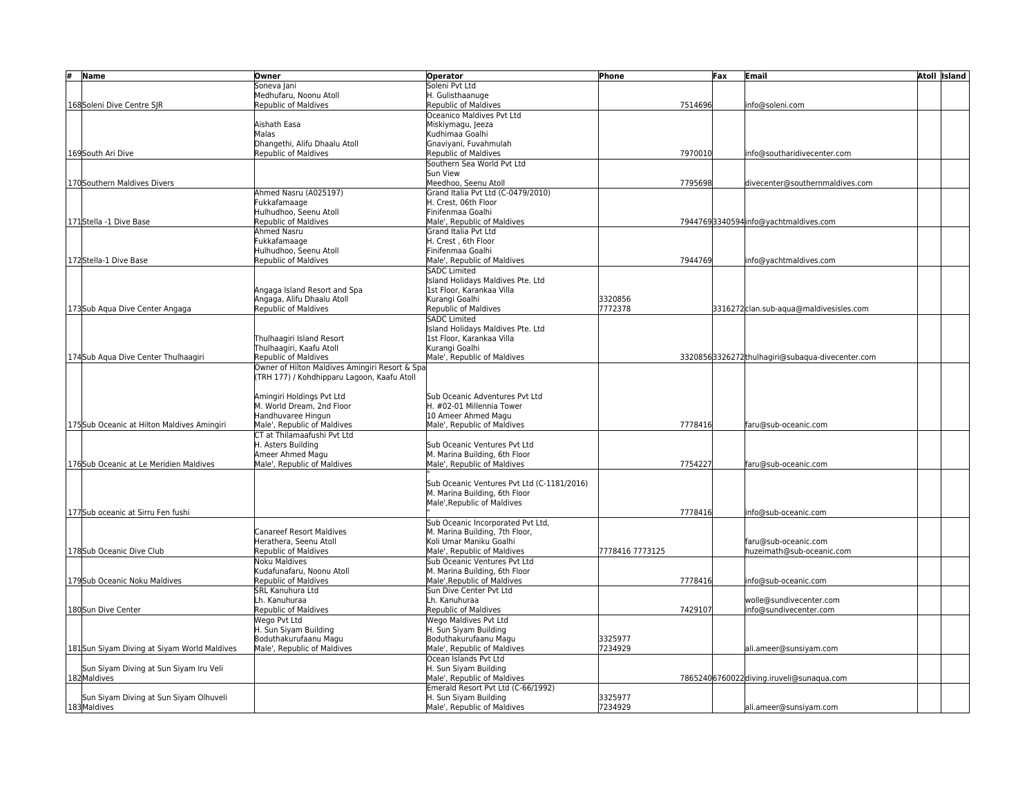| # | Name | Owner | Operator | Phone | Fax | Email | Atoll | Island |
|---|---|---|---|---|---|---|---|---|
| 168 | Soleni Dive Centre SJR | Soneva Jani<br>Medhufaru, Noonu Atoll<br>Republic of Maldives | Soleni Pvt Ltd<br>H. Gulisthaanuge<br>Republic of Maldives | 7514696 | | info@soleni.com | | |
| 169 | South Ari Dive | Aishath Easa<br>Malas<br>Dhangethi, Alifu Dhaalu Atoll<br>Republic of Maldives | Oceanico Maldives Pvt Ltd<br>Miskiymagu, Jeeza<br>Kudhimaa Goalhi<br>Gnaviyani, Fuvahmulah<br>Republic of Maldives | 7970010 | | info@southaridivecenter.com | | |
| 170 | Southern Maldives Divers | | Southern Sea World Pvt Ltd<br>Sun View<br>Meedhoo, Seenu Atoll | 7795698 | | divecenter@southernmaldives.com | | |
| 171 | Stella -1 Dive Base | Ahmed Nasru (A025197)<br>Fukkafamaage<br>Hulhudhoo, Seenu Atoll<br>Republic of Maldives | Grand Italia Pvt Ltd (C-0479/2010)<br>H. Crest, 06th Floor<br>Finifenmaa Goalhi<br>Male', Republic of Maldives | 7944769 | 3340594 | info@yachtmaldives.com | | |
| 172 | Stella-1 Dive Base | Ahmed Nasru<br>Fukkafamaage<br>Hulhudhoo, Seenu Atoll<br>Republic of Maldives | Grand Italia Pvt Ltd<br>H. Crest , 6th Floor<br>Finifenmaa Goalhi<br>Male', Republic of Maldives | 7944769 | | info@yachtmaldives.com | | |
| 173 | Sub Aqua Dive Center Angaga | Angaga Island Resort and Spa<br>Angaga, Alifu Dhaalu Atoll<br>Republic of Maldives | SADC Limited<br>Island Holidays Maldives Pte. Ltd<br>1st Floor, Karankaa Villa<br>Kurangi Goalhi<br>Republic of Maldives | 3320856<br>7772378 | 3316272 | clan.sub-aqua@maldivesisles.com | | |
| 174 | Sub Aqua Dive Center Thulhaagiri | Thulhaagiri Island Resort<br>Thulhaagiri, Kaafu Atoll<br>Republic of Maldives | SADC Limited<br>Island Holidays Maldives Pte. Ltd<br>1st Floor, Karankaa Villa<br>Kurangi Goalhi<br>Male', Republic of Maldives | 3320856 | 3326272 | thulhagiri@subaqua-divecenter.com | | |
| 175 | Sub Oceanic at Hilton Maldives Amingiri | Owner of Hilton Maldives Amingiri Resort & Spa (TRH 177) / Kohdhipparu Lagoon, Kaafu Atoll<br><br>Amingiri Holdings Pvt Ltd<br>M. World Dream, 2nd Floor<br>Handhuvaree Hingun<br>Male', Republic of Maldives | Sub Oceanic Adventures Pvt Ltd<br>H. #02-01 Millennia Tower<br>10 Ameer Ahmed Magu<br>Male', Republic of Maldives | 7778416 | | faru@sub-oceanic.com | | |
| 176 | Sub Oceanic at Le Meridien Maldives | CT at Thilamaafushi Pvt Ltd<br>H. Asters Building<br>Ameer Ahmed Magu<br>Male', Republic of Maldives | Sub Oceanic Ventures Pvt Ltd<br>M. Marina Building, 6th Floor<br>Male', Republic of Maldives | 7754227 | | faru@sub-oceanic.com | | |
| 177 | Sub oceanic at Sirru Fen fushi | | "<br>Sub Oceanic Ventures Pvt Ltd (C-1181/2016)<br>M. Marina Building, 6th Floor<br>Male',Republic of Maldives<br>" | 7778416 | | info@sub-oceanic.com | | |
| 178 | Sub Oceanic Dive Club | Canareef Resort Maldives<br>Herathera, Seenu Atoll<br>Republic of Maldives | Sub Oceanic Incorporated Pvt Ltd,<br>M. Marina Building, 7th Floor,<br>Koli Umar Maniku Goalhi<br>Male', Republic of Maldives | 7778416 7773125 | | faru@sub-oceanic.com<br>huzeimath@sub-oceanic.com | | |
| 179 | Sub Oceanic Noku Maldives | Noku Maldives<br>Kudafunafaru, Noonu Atoll<br>Republic of Maldives | Sub Oceanic Ventures Pvt Ltd<br>M. Marina Building, 6th Floor<br>Male',Republic of Maldives | 7778416 | | info@sub-oceanic.com | | |
| 180 | Sun Dive Center | SRL Kanuhura Ltd<br>Lh. Kanuhuraa<br>Republic of Maldives | Sun Dive Center Pvt Ltd<br>Lh. Kanuhuraa<br>Republic of Maldives | 7429107 | | wolle@sundivecenter.com<br>info@sundivecenter.com | | |
| 181 | Sun Siyam Diving at Siyam World Maldives | Wego Pvt Ltd<br>H. Sun Siyam Building<br>Boduthakurufaanu Magu<br>Male', Republic of Maldives | Wego Maldives Pvt Ltd<br>H. Sun Siyam Building<br>Boduthakurufaanu Magu<br>Male', Republic of Maldives | 3325977<br>7234929 | | ali.ameer@sunsiyam.com | | |
| 182 | Sun Siyam Diving at Sun Siyam Iru Veli Maldives | | Ocean Islands Pvt Ltd<br>H. Sun Siyam Building<br>Male', Republic of Maldives | 7865240 | 6760022 | diving.iruveli@sunaqua.com | | |
| 183 | Sun Siyam Diving at Sun Siyam Olhuveli Maldives | | Emerald Resort Pvt Ltd (C-66/1992)<br>H. Sun Siyam Building<br>Male', Republic of Maldives | 3325977<br>7234929 | | ali.ameer@sunsiyam.com | | |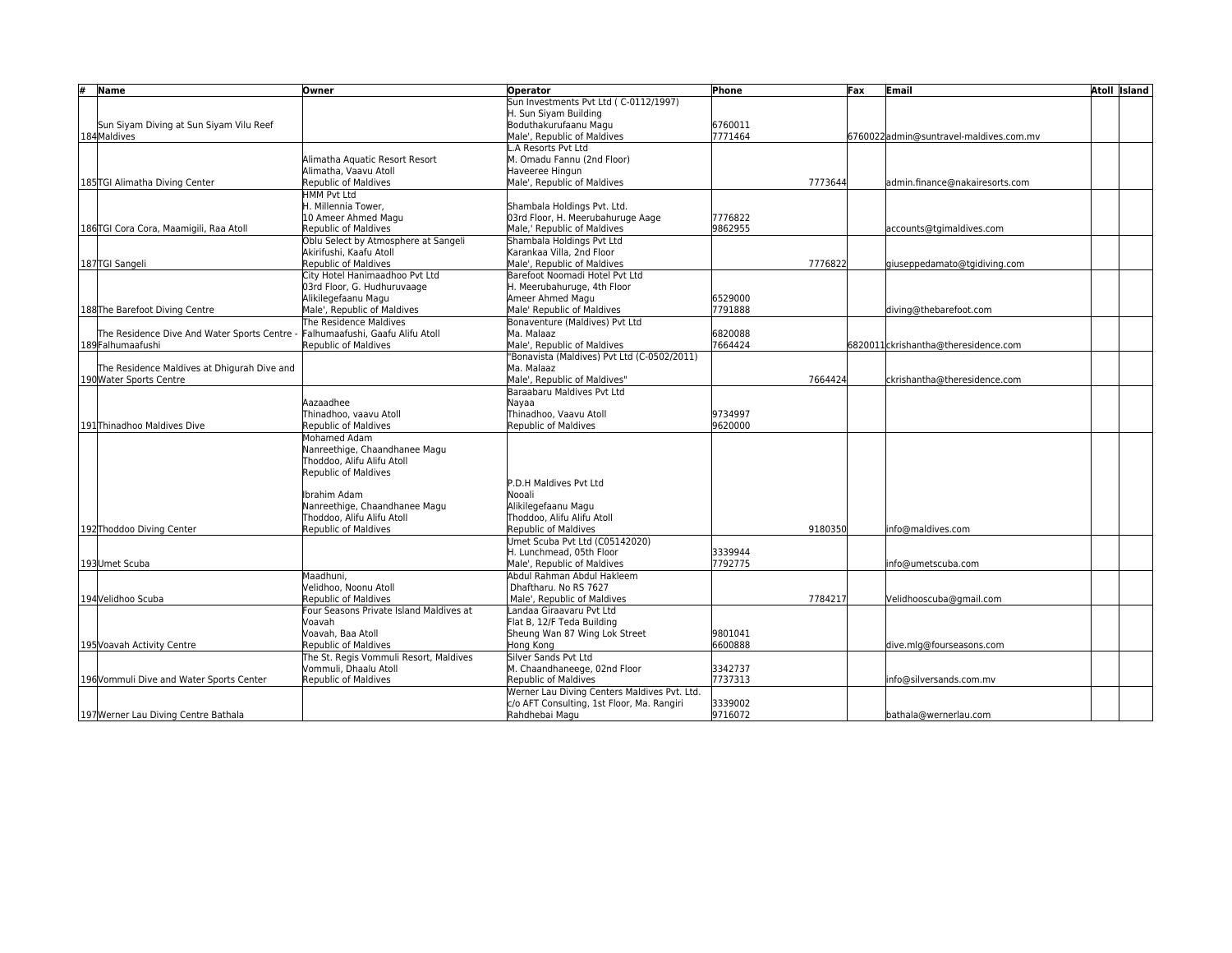| # | Name | Owner | Operator | Phone | Fax | Email | Atoll | Island |
|---|---|---|---|---|---|---|---|---|
| 184 | Sun Siyam Diving at Sun Siyam Vilu Reef Maldives | | Sun Investments Pvt Ltd ( C-0112/1997) H. Sun Siyam Building Boduthakurufaanu Magu Male', Republic of Maldives | 6760011 7771464 | 6760022 | admin@suntravel-maldives.com.mv | | |
| 185 | TGI Alimatha Diving Center | Alimatha Aquatic Resort Resort Alimatha, Vaavu Atoll Republic of Maldives | L.A Resorts Pvt Ltd M. Omadu Fannu (2nd Floor) Haveeree Hingun Male', Republic of Maldives | 7773644 | | admin.finance@nakairesorts.com | | |
| 186 | TGI Cora Cora, Maamigili, Raa Atoll | HMM Pvt Ltd H. Millennia Tower, 10 Ameer Ahmed Magu Republic of Maldives | Shambala Holdings Pvt. Ltd. 03rd Floor, H. Meerubahuruge Aage Male,' Republic of Maldives | 7776822 9862955 | | accounts@tgimaldives.com | | |
| 187 | TGI Sangeli | Oblu Select by Atmosphere at Sangeli Akirifushi, Kaafu Atoll Republic of Maldives | Shambala Holdings Pvt Ltd Karankaa Villa, 2nd Floor Male', Republic of Maldives | 7776822 | | giuseppedamato@tgidiving.com | | |
| 188 | The Barefoot Diving Centre | City Hotel Hanimaadhoo Pvt Ltd 03rd Floor, G. Hudhuruvaage Alikilegefaanu Magu Male', Republic of Maldives | Barefoot Noomadi Hotel Pvt Ltd H. Meerubahuruge, 4th Floor Ameer Ahmed Magu Male' Republic of Maldives | 6529000 7791888 | | diving@thebarefoot.com | | |
| 189 | The Residence Dive And Water Sports Centre - Falhumaafushi | The Residence Maldives Falhumaafushi, Gaafu Alifu Atoll Republic of Maldives | Bonaventure (Maldives) Pvt Ltd Ma. Malaaz Male', Republic of Maldives | 6820088 7664424 | 6820011 | ckrishantha@theresidence.com | | |
| 190 | The Residence Maldives at Dhigurah Dive and Water Sports Centre | | "Bonavista (Maldives) Pvt Ltd (C-0502/2011) Ma. Malaaz Male', Republic of Maldives" | 7664424 | | ckrishantha@theresidence.com | | |
| 191 | Thinadhoo Maldives Dive | Aazaadhee Thinadhoo, vaavu Atoll Republic of Maldives | Baraabaru Maldives Pvt Ltd Nayaa Thinadhoo, Vaavu Atoll Republic of Maldives | 9734997 9620000 | | | | |
| 192 | Thoddoo Diving Center | Mohamed Adam Nanreethige, Chaandhanee Magu Thoddoo, Alifu Alifu Atoll Republic of Maldives<br><br>Ibrahim Adam Nanreethige, Chaandhanee Magu Thoddoo, Alifu Alifu Atoll Republic of Maldives | P.D.H Maldives Pvt Ltd Nooali Alikilegefaanu Magu Thoddoo, Alifu Alifu Atoll Republic of Maldives | 9180350 | | info@maldives.com | | |
| 193 | Umet Scuba | | Umet Scuba Pvt Ltd (C05142020) H. Lunchmead, 05th Floor Male', Republic of Maldives | 3339944 7792775 | | info@umetscuba.com | | |
| 194 | Velidhoo Scuba | Maadhuni, Velidhoo, Noonu Atoll Republic of Maldives | Abdul Rahman Abdul Hakleem Dhaftharu. No RS 7627 Male', Republic of Maldives | 7784217 | | Velidhooscuba@gmail.com | | |
| 195 | Voavah Activity Centre | Four Seasons Private Island Maldives at Voavah Voavah, Baa Atoll Republic of Maldives | Landaa Giraavaru Pvt Ltd Flat B, 12/F Teda Building Sheung Wan 87 Wing Lok Street Hong Kong | 9801041 6600888 | | dive.mlg@fourseasons.com | | |
| 196 | Vommuli Dive and Water Sports Center | The St. Regis Vommuli Resort, Maldives Vommuli, Dhaalu Atoll Republic of Maldives | Silver Sands Pvt Ltd M. Chaandhaneege, 02nd Floor Republic of Maldives | 3342737 7737313 | | info@silversands.com.mv | | |
| 197 | Werner Lau Diving Centre Bathala | | Werner Lau Diving Centers Maldives Pvt. Ltd. c/o AFT Consulting, 1st Floor, Ma. Rangiri Rahdhebai Magu | 3339002 9716072 | | bathala@wernerlau.com | | |